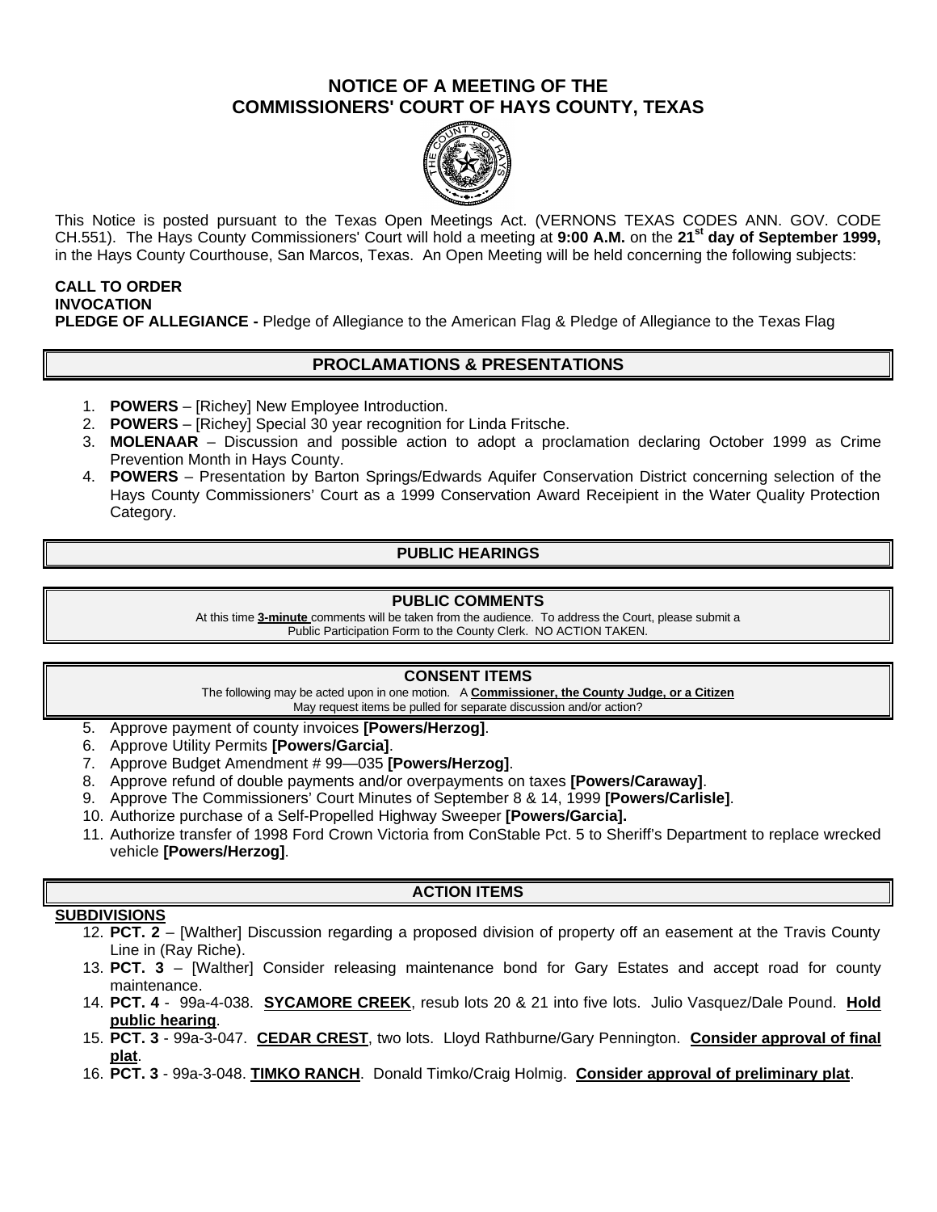# NOTICE OF A MEETING OF THE COMMISSIONERS' COURT OF HAYS COUNTY, TEXAS

This Notice is posted pursuant to the Texas Open Meetings Act. (VERNONS TEXAS CODES ANN. GOV. CODE CH.551). The Hays County Commissioners' Court will hold a meeting at **9:00 A.M.** on the **21st day of September 1999,** in the Hays County Courthouse, San Marcos, Texas. An Open Meeting will be held concerning the following subjects:

**CALL TO ORDER**
**INVOCATION**
**PLEDGE OF ALLEGIANCE -** Pledge of Allegiance to the American Flag & Pledge of Allegiance to the Texas Flag

## PROCLAMATIONS & PRESENTATIONS

1. **POWERS** – [Richey] New Employee Introduction.
2. **POWERS** – [Richey] Special 30 year recognition for Linda Fritsche.
3. **MOLENAAR** – Discussion and possible action to adopt a proclamation declaring October 1999 as Crime Prevention Month in Hays County.
4. **POWERS** – Presentation by Barton Springs/Edwards Aquifer Conservation District concerning selection of the Hays County Commissioners' Court as a 1999 Conservation Award Receipient in the Water Quality Protection Category.

## PUBLIC HEARINGS

## PUBLIC COMMENTS

At this time **3-minute** comments will be taken from the audience. To address the Court, please submit a Public Participation Form to the County Clerk. NO ACTION TAKEN.

## CONSENT ITEMS

The following may be acted upon in one motion. A **Commissioner, the County Judge, or a Citizen** May request items be pulled for separate discussion and/or action?

5. Approve payment of county invoices **[Powers/Herzog]**.
6. Approve Utility Permits **[Powers/Garcia]**.
7. Approve Budget Amendment # 99—035 **[Powers/Herzog]**.
8. Approve refund of double payments and/or overpayments on taxes **[Powers/Caraway]**.
9. Approve The Commissioners' Court Minutes of September 8 & 14, 1999 **[Powers/Carlisle]**.
10. Authorize purchase of a Self-Propelled Highway Sweeper **[Powers/Garcia].**
11. Authorize transfer of 1998 Ford Crown Victoria from ConStable Pct. 5 to Sheriff's Department to replace wrecked vehicle **[Powers/Herzog]**.

## ACTION ITEMS

**SUBDIVISIONS**

12. **PCT. 2** – [Walther] Discussion regarding a proposed division of property off an easement at the Travis County Line in (Ray Riche).
13. **PCT. 3** – [Walther] Consider releasing maintenance bond for Gary Estates and accept road for county maintenance.
14. **PCT. 4** - 99a-4-038. **SYCAMORE CREEK**, resub lots 20 & 21 into five lots. Julio Vasquez/Dale Pound. **Hold public hearing**.
15. **PCT. 3** - 99a-3-047. **CEDAR CREST**, two lots. Lloyd Rathburne/Gary Pennington. **Consider approval of final plat**.
16. **PCT. 3** - 99a-3-048. **TIMKO RANCH**. Donald Timko/Craig Holmig. **Consider approval of preliminary plat**.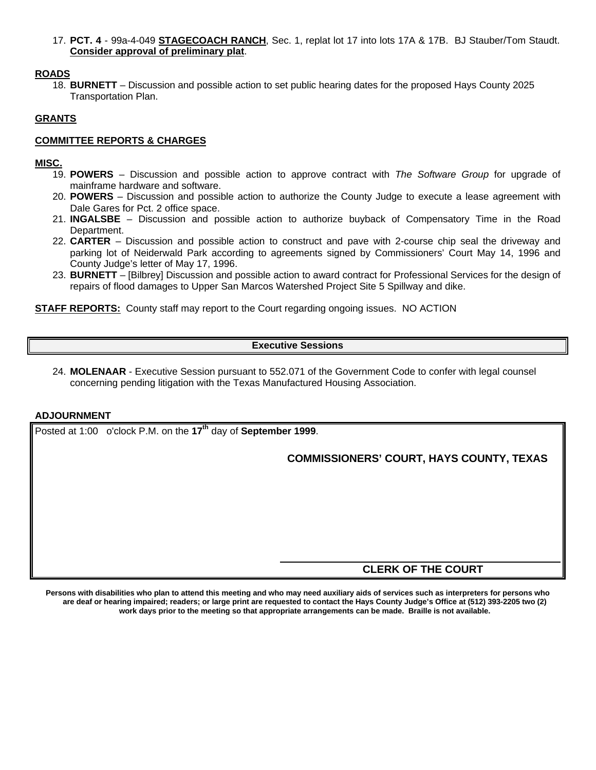17. **PCT. 4** - 99a-4-049 **STAGECOACH RANCH**, Sec. 1, replat lot 17 into lots 17A & 17B. BJ Stauber/Tom Staudt. **Consider approval of preliminary plat**.

**ROADS**

18. **BURNETT** – Discussion and possible action to set public hearing dates for the proposed Hays County 2025 Transportation Plan.

**GRANTS**

**COMMITTEE REPORTS & CHARGES**

**MISC.**

19. **POWERS** – Discussion and possible action to approve contract with *The Software Group* for upgrade of mainframe hardware and software.
20. **POWERS** – Discussion and possible action to authorize the County Judge to execute a lease agreement with Dale Gares for Pct. 2 office space.
21. **INGALSBE** – Discussion and possible action to authorize buyback of Compensatory Time in the Road Department.
22. **CARTER** – Discussion and possible action to construct and pave with 2-course chip seal the driveway and parking lot of Neiderwald Park according to agreements signed by Commissioners' Court May 14, 1996 and County Judge's letter of May 17, 1996.
23. **BURNETT** – [Bilbrey] Discussion and possible action to award contract for Professional Services for the design of repairs of flood damages to Upper San Marcos Watershed Project Site 5 Spillway and dike.

**STAFF REPORTS:** County staff may report to the Court regarding ongoing issues. NO ACTION

**Executive Sessions**

24. **MOLENAAR** - Executive Session pursuant to 552.071 of the Government Code to confer with legal counsel concerning pending litigation with the Texas Manufactured Housing Association.

**ADJOURNMENT**

Posted at 1:00 o'clock P.M. on the **17th** day of **September 1999**.

**COMMISSIONERS' COURT, HAYS COUNTY, TEXAS**

________________________________________

**CLERK OF THE COURT**

**Persons with disabilities who plan to attend this meeting and who may need auxiliary aids of services such as interpreters for persons who are deaf or hearing impaired; readers; or large print are requested to contact the Hays County Judge's Office at (512) 393-2205 two (2) work days prior to the meeting so that appropriate arrangements can be made. Braille is not available.**